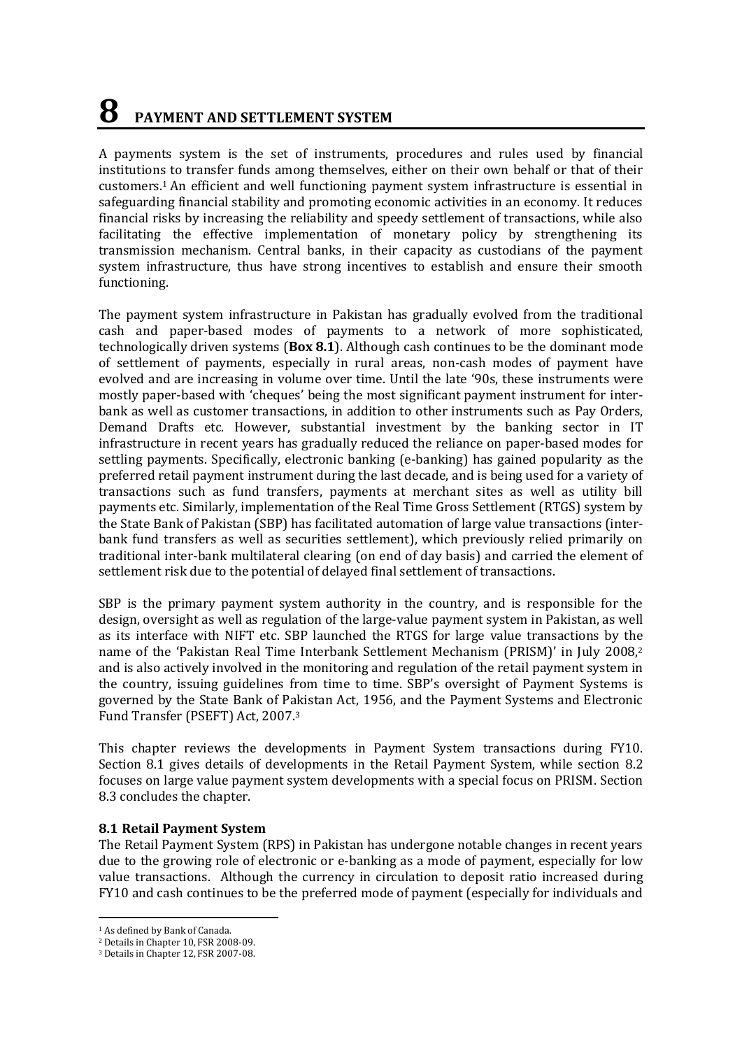# 8 PAYMENT AND SETTLEMENT SYSTEM

A payments system is the set of instruments, procedures and rules used by financial institutions to transfer funds among themselves, either on their own behalf or that of their customers.[1] An efficient and well functioning payment system infrastructure is essential in safeguarding financial stability and promoting economic activities in an economy. It reduces financial risks by increasing the reliability and speedy settlement of transactions, while also facilitating the effective implementation of monetary policy by strengthening its transmission mechanism. Central banks, in their capacity as custodians of the payment system infrastructure, thus have strong incentives to establish and ensure their smooth functioning.

The payment system infrastructure in Pakistan has gradually evolved from the traditional cash and paper-based modes of payments to a network of more sophisticated, technologically driven systems (**Box 8.1**). Although cash continues to be the dominant mode of settlement of payments, especially in rural areas, non-cash modes of payment have evolved and are increasing in volume over time. Until the late '90s, these instruments were mostly paper-based with 'cheques' being the most significant payment instrument for inter-bank as well as customer transactions, in addition to other instruments such as Pay Orders, Demand Drafts etc. However, substantial investment by the banking sector in IT infrastructure in recent years has gradually reduced the reliance on paper-based modes for settling payments. Specifically, electronic banking (e-banking) has gained popularity as the preferred retail payment instrument during the last decade, and is being used for a variety of transactions such as fund transfers, payments at merchant sites as well as utility bill payments etc. Similarly, implementation of the Real Time Gross Settlement (RTGS) system by the State Bank of Pakistan (SBP) has facilitated automation of large value transactions (inter-bank fund transfers as well as securities settlement), which previously relied primarily on traditional inter-bank multilateral clearing (on end of day basis) and carried the element of settlement risk due to the potential of delayed final settlement of transactions.

SBP is the primary payment system authority in the country, and is responsible for the design, oversight as well as regulation of the large-value payment system in Pakistan, as well as its interface with NIFT etc. SBP launched the RTGS for large value transactions by the name of the 'Pakistan Real Time Interbank Settlement Mechanism (PRISM)' in July 2008,[2] and is also actively involved in the monitoring and regulation of the retail payment system in the country, issuing guidelines from time to time. SBP's oversight of Payment Systems is governed by the State Bank of Pakistan Act, 1956, and the Payment Systems and Electronic Fund Transfer (PSEFT) Act, 2007.[3]

This chapter reviews the developments in Payment System transactions during FY10. Section 8.1 gives details of developments in the Retail Payment System, while section 8.2 focuses on large value payment system developments with a special focus on PRISM. Section 8.3 concludes the chapter.

## 8.1 Retail Payment System

The Retail Payment System (RPS) in Pakistan has undergone notable changes in recent years due to the growing role of electronic or e-banking as a mode of payment, especially for low value transactions. Although the currency in circulation to deposit ratio increased during FY10 and cash continues to be the preferred mode of payment (especially for individuals and

---

[1] As defined by Bank of Canada.

[2] Details in Chapter 10, FSR 2008-09.

[3] Details in Chapter 12, FSR 2007-08.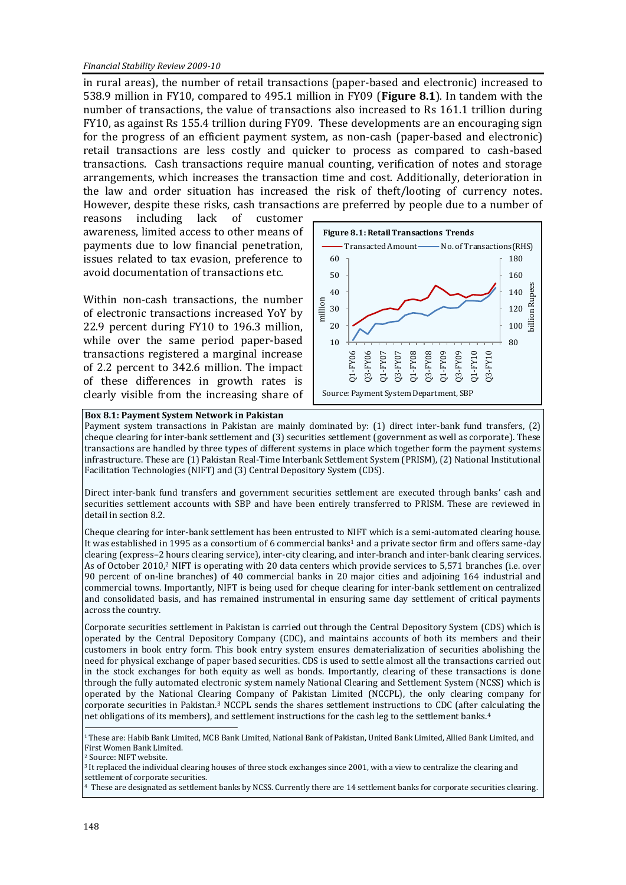in rural areas), the number of retail transactions (paper-based and electronic) increased to 538.9 million in FY10, compared to 495.1 million in FY09 (**Figure 8.1**). In tandem with the number of transactions, the value of transactions also increased to Rs 161.1 trillion during FY10, as against Rs 155.4 trillion during FY09. These developments are an encouraging sign for the progress of an efficient payment system, as non-cash (paper-based and electronic) retail transactions are less costly and quicker to process as compared to cash-based transactions. Cash transactions require manual counting, verification of notes and storage arrangements, which increases the transaction time and cost. Additionally, deterioration in the law and order situation has increased the risk of theft/looting of currency notes. However, despite these risks, cash transactions are preferred by people due to a number of reasons including lack of customer awareness, limited access to other means of payments due to low financial penetration, issues related to tax evasion, preference to avoid documentation of transactions etc.

Within non-cash transactions, the number of electronic transactions increased YoY by 22.9 percent during FY10 to 196.3 million, while over the same period paper-based transactions registered a marginal increase of 2.2 percent to 342.6 million. The impact of these differences in growth rates is clearly visible from the increasing share of

**Figure 8.1: Retail Transactions Trends**

Source: Payment System Department, SBP

---

**Box 8.1: Payment System Network in Pakistan**

Payment system transactions in Pakistan are mainly dominated by: (1) direct inter-bank fund transfers, (2) cheque clearing for inter-bank settlement and (3) securities settlement (government as well as corporate). These transactions are handled by three types of different systems in place which together form the payment systems infrastructure. These are (1) Pakistan Real-Time Interbank Settlement System (PRISM), (2) National Institutional Facilitation Technologies (NIFT) and (3) Central Depository System (CDS).

Direct inter-bank fund transfers and government securities settlement are executed through banks' cash and securities settlement accounts with SBP and have been entirely transferred to PRISM. These are reviewed in detail in section 8.2.

Cheque clearing for inter-bank settlement has been entrusted to NIFT which is a semi-automated clearing house. It was established in 1995 as a consortium of 6 commercial banks[1] and a private sector firm and offers same-day clearing (express–2 hours clearing service), inter-city clearing, and inter-branch and inter-bank clearing services. As of October 2010,[2] NIFT is operating with 20 data centers which provide services to 5,571 branches (i.e. over 90 percent of on-line branches) of 40 commercial banks in 20 major cities and adjoining 164 industrial and commercial towns. Importantly, NIFT is being used for cheque clearing for inter-bank settlement on centralized and consolidated basis, and has remained instrumental in ensuring same day settlement of critical payments across the country.

Corporate securities settlement in Pakistan is carried out through the Central Depository System (CDS) which is operated by the Central Depository Company (CDC), and maintains accounts of both its members and their customers in book entry form. This book entry system ensures dematerialization of securities abolishing the need for physical exchange of paper based securities. CDS is used to settle almost all the transactions carried out in the stock exchanges for both equity as well as bonds. Importantly, clearing of these transactions is done through the fully automated electronic system namely National Clearing and Settlement System (NCSS) which is operated by the National Clearing Company of Pakistan Limited (NCCPL), the only clearing company for corporate securities in Pakistan.[3] NCCPL sends the shares settlement instructions to CDC (after calculating the net obligations of its members), and settlement instructions for the cash leg to the settlement banks.[4]

[1] These are: Habib Bank Limited, MCB Bank Limited, National Bank of Pakistan, United Bank Limited, Allied Bank Limited, and First Women Bank Limited.

[2] Source: NIFT website.

[3] It replaced the individual clearing houses of three stock exchanges since 2001, with a view to centralize the clearing and settlement of corporate securities.

[4] These are designated as settlement banks by NCSS. Currently there are 14 settlement banks for corporate securities clearing.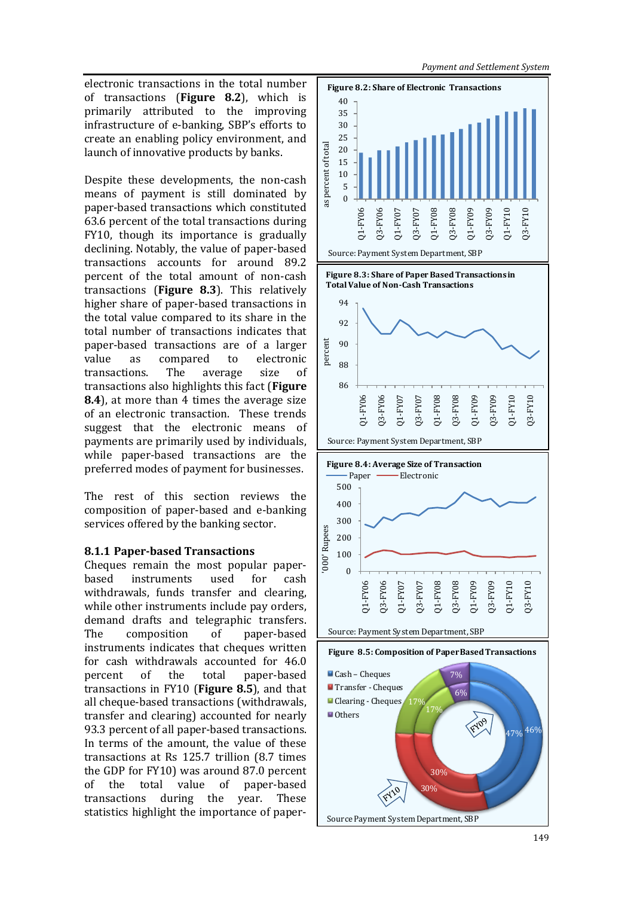electronic transactions in the total number of transactions (**Figure 8.2**), which is primarily attributed to the improving infrastructure of e-banking, SBP's efforts to create an enabling policy environment, and launch of innovative products by banks.

Despite these developments, the non-cash means of payment is still dominated by paper-based transactions which constituted 63.6 percent of the total transactions during FY10, though its importance is gradually declining. Notably, the value of paper-based transactions accounts for around 89.2 percent of the total amount of non-cash transactions (**Figure 8.3**). This relatively higher share of paper-based transactions in the total value compared to its share in the total number of transactions indicates that paper-based transactions are of a larger value as compared to electronic transactions. The average size of transactions also highlights this fact (**Figure 8.4**), at more than 4 times the average size of an electronic transaction. These trends suggest that the electronic means of payments are primarily used by individuals, while paper-based transactions are the preferred modes of payment for businesses.

The rest of this section reviews the composition of paper-based and e-banking services offered by the banking sector.

### 8.1.1 Paper-based Transactions

Cheques remain the most popular paper-based instruments used for cash withdrawals, funds transfer and clearing, while other instruments include pay orders, demand drafts and telegraphic transfers. The composition of paper-based instruments indicates that cheques written for cash withdrawals accounted for 46.0 percent of the total paper-based transactions in FY10 (**Figure 8.5**), and that all cheque-based transactions (withdrawals, transfer and clearing) accounted for nearly 93.3 percent of all paper-based transactions. In terms of the amount, the value of these transactions at Rs 125.7 trillion (8.7 times the GDP for FY10) was around 87.0 percent of the total value of paper-based transactions during the year. These statistics highlight the importance of paper-

**Figure 8.2: Share of Electronic Transactions**

Source: Payment System Department, SBP

**Figure 8.3: Share of Paper Based Transactions in Total Value of Non-Cash Transactions**

Source: Payment System Department, SBP

**Figure 8.4: Average Size of Transaction**

Source: Payment System Department, SBP

**Figure 8.5: Composition of Paper Based Transactions**

Source Payment System Department, SBP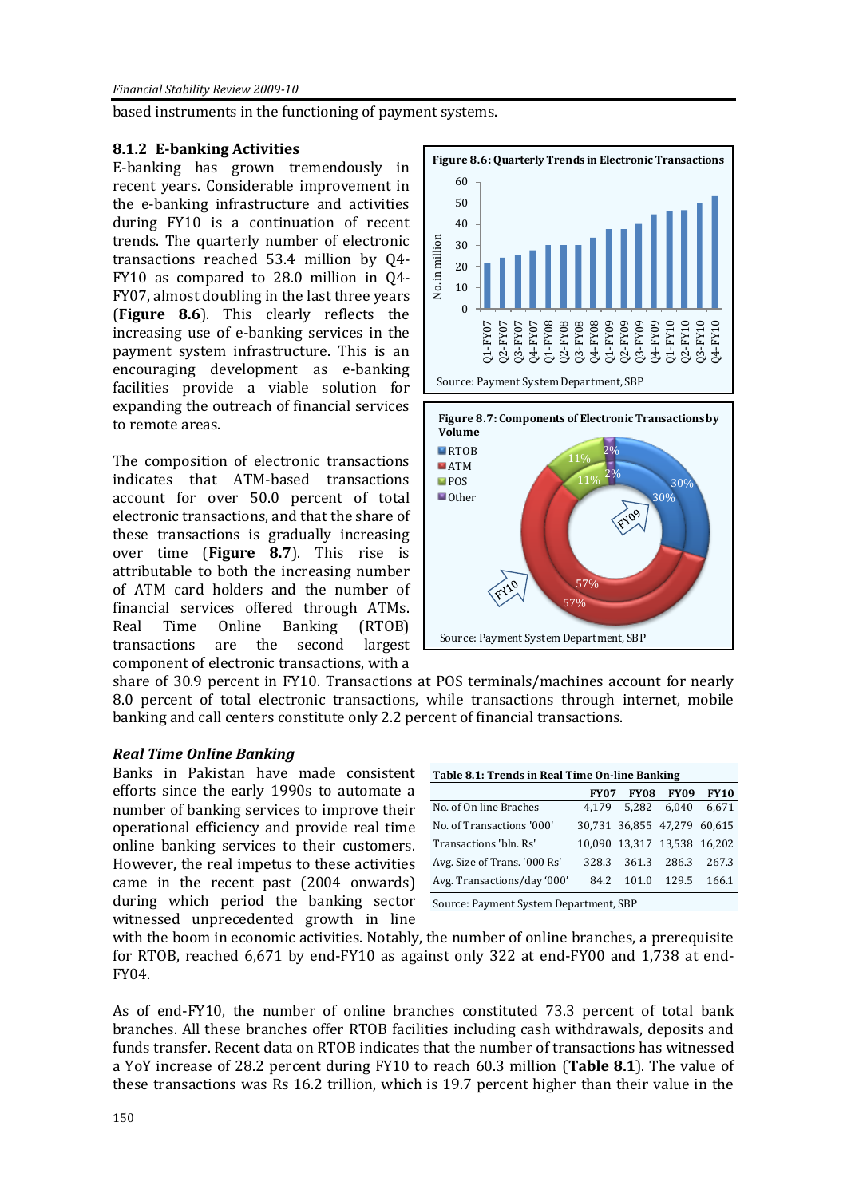based instruments in the functioning of payment systems.

### 8.1.2 E-banking Activities

E-banking has grown tremendously in recent years. Considerable improvement in the e-banking infrastructure and activities during FY10 is a continuation of recent trends. The quarterly number of electronic transactions reached 53.4 million by Q4-FY10 as compared to 28.0 million in Q4-FY07, almost doubling in the last three years (**Figure 8.6**). This clearly reflects the increasing use of e-banking services in the payment system infrastructure. This is an encouraging development as e-banking facilities provide a viable solution for expanding the outreach of financial services to remote areas.

**Figure 8.6: Quarterly Trends in Electronic Transactions**

Source: Payment System Department, SBP

The composition of electronic transactions indicates that ATM-based transactions account for over 50.0 percent of total electronic transactions, and that the share of these transactions is gradually increasing over time (**Figure 8.7**). This rise is attributable to both the increasing number of ATM card holders and the number of financial services offered through ATMs. Real Time Online Banking (RTOB) transactions are the second largest component of electronic transactions, with a share of 30.9 percent in FY10. Transactions at POS terminals/machines account for nearly 8.0 percent of total electronic transactions, while transactions through internet, mobile banking and call centers constitute only 2.2 percent of financial transactions.

**Figure 8.7: Components of Electronic Transactions by Volume**

Source: Payment System Department, SBP

#### *Real Time Online Banking*

Banks in Pakistan have made consistent efforts since the early 1990s to automate a number of banking services to improve their operational efficiency and provide real time online banking services to their customers. However, the real impetus to these activities came in the recent past (2004 onwards) during which period the banking sector witnessed unprecedented growth in line with the boom in economic activities. Notably, the number of online branches, a prerequisite for RTOB, reached 6,671 by end-FY10 as against only 322 at end-FY00 and 1,738 at end-FY04.

**Table 8.1: Trends in Real Time On-line Banking**

| | FY07 | FY08 | FY09 | FY10 |
|---|---|---|---|---|
| No. of On line Braches | 4,179 | 5,282 | 6,040 | 6,671 |
| No. of Transactions '000' | 30,731 | 36,855 | 47,279 | 60,615 |
| Transactions 'bln. Rs' | 10,090 | 13,317 | 13,538 | 16,202 |
| Avg. Size of Trans. '000 Rs' | 328.3 | 361.3 | 286.3 | 267.3 |
| Avg. Transactions/day '000' | 84.2 | 101.0 | 129.5 | 166.1 |

Source: Payment System Department, SBP

As of end-FY10, the number of online branches constituted 73.3 percent of total bank branches. All these branches offer RTOB facilities including cash withdrawals, deposits and funds transfer. Recent data on RTOB indicates that the number of transactions has witnessed a YoY increase of 28.2 percent during FY10 to reach 60.3 million (**Table 8.1**). The value of these transactions was Rs 16.2 trillion, which is 19.7 percent higher than their value in the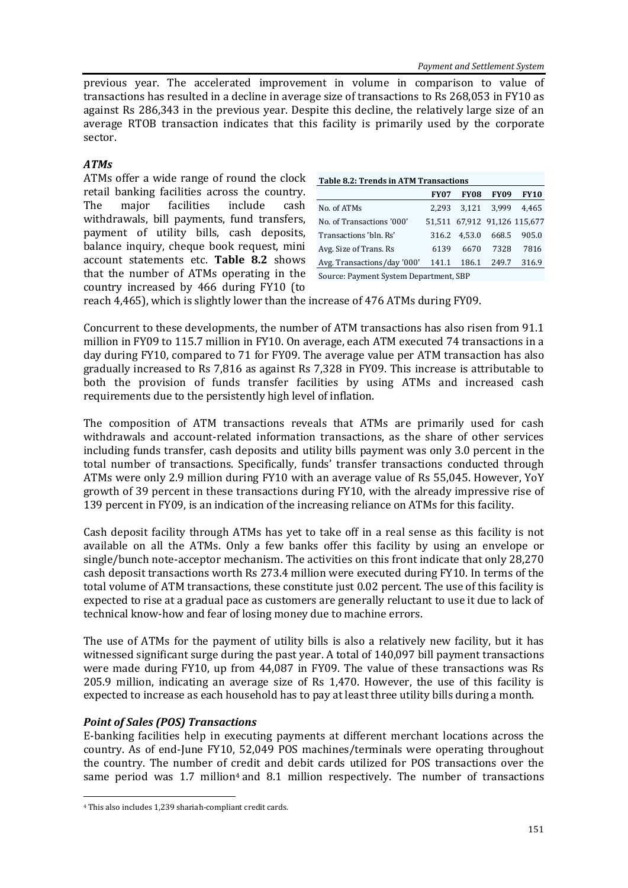previous year. The accelerated improvement in volume in comparison to value of transactions has resulted in a decline in average size of transactions to Rs 268,053 in FY10 as against Rs 286,343 in the previous year. Despite this decline, the relatively large size of an average RTOB transaction indicates that this facility is primarily used by the corporate sector.

### *ATMs*

ATMs offer a wide range of round the clock retail banking facilities across the country. The major facilities include cash withdrawals, bill payments, fund transfers, payment of utility bills, cash deposits, balance inquiry, cheque book request, mini account statements etc. **Table 8.2** shows that the number of ATMs operating in the country increased by 466 during FY10 (to reach 4,465), which is slightly lower than the increase of 476 ATMs during FY09.

**Table 8.2: Trends in ATM Transactions**

| | FY07 | FY08 | FY09 | FY10 |
|---|---|---|---|---|
| No. of ATMs | 2,293 | 3,121 | 3,999 | 4,465 |
| No. of Transactions '000' | 51,511 | 67,912 | 91,126 | 115,677 |
| Transactions 'bln. Rs' | 316.2 | 4,53.0 | 668.5 | 905.0 |
| Avg. Size of Trans. Rs | 6139 | 6670 | 7328 | 7816 |
| Avg. Transactions/day '000' | 141.1 | 186.1 | 249.7 | 316.9 |

Source: Payment System Department, SBP

Concurrent to these developments, the number of ATM transactions has also risen from 91.1 million in FY09 to 115.7 million in FY10. On average, each ATM executed 74 transactions in a day during FY10, compared to 71 for FY09. The average value per ATM transaction has also gradually increased to Rs 7,816 as against Rs 7,328 in FY09. This increase is attributable to both the provision of funds transfer facilities by using ATMs and increased cash requirements due to the persistently high level of inflation.

The composition of ATM transactions reveals that ATMs are primarily used for cash withdrawals and account-related information transactions, as the share of other services including funds transfer, cash deposits and utility bills payment was only 3.0 percent in the total number of transactions. Specifically, funds' transfer transactions conducted through ATMs were only 2.9 million during FY10 with an average value of Rs 55,045. However, YoY growth of 39 percent in these transactions during FY10, with the already impressive rise of 139 percent in FY09, is an indication of the increasing reliance on ATMs for this facility.

Cash deposit facility through ATMs has yet to take off in a real sense as this facility is not available on all the ATMs. Only a few banks offer this facility by using an envelope or single/bunch note-acceptor mechanism. The activities on this front indicate that only 28,270 cash deposit transactions worth Rs 273.4 million were executed during FY10. In terms of the total volume of ATM transactions, these constitute just 0.02 percent. The use of this facility is expected to rise at a gradual pace as customers are generally reluctant to use it due to lack of technical know-how and fear of losing money due to machine errors.

The use of ATMs for the payment of utility bills is also a relatively new facility, but it has witnessed significant surge during the past year. A total of 140,097 bill payment transactions were made during FY10, up from 44,087 in FY09. The value of these transactions was Rs 205.9 million, indicating an average size of Rs 1,470. However, the use of this facility is expected to increase as each household has to pay at least three utility bills during a month.

### *Point of Sales (POS) Transactions*

E-banking facilities help in executing payments at different merchant locations across the country. As of end-June FY10, 52,049 POS machines/terminals were operating throughout the country. The number of credit and debit cards utilized for POS transactions over the same period was 1.7 million[4] and 8.1 million respectively. The number of transactions

[4] This also includes 1,239 shariah-compliant credit cards.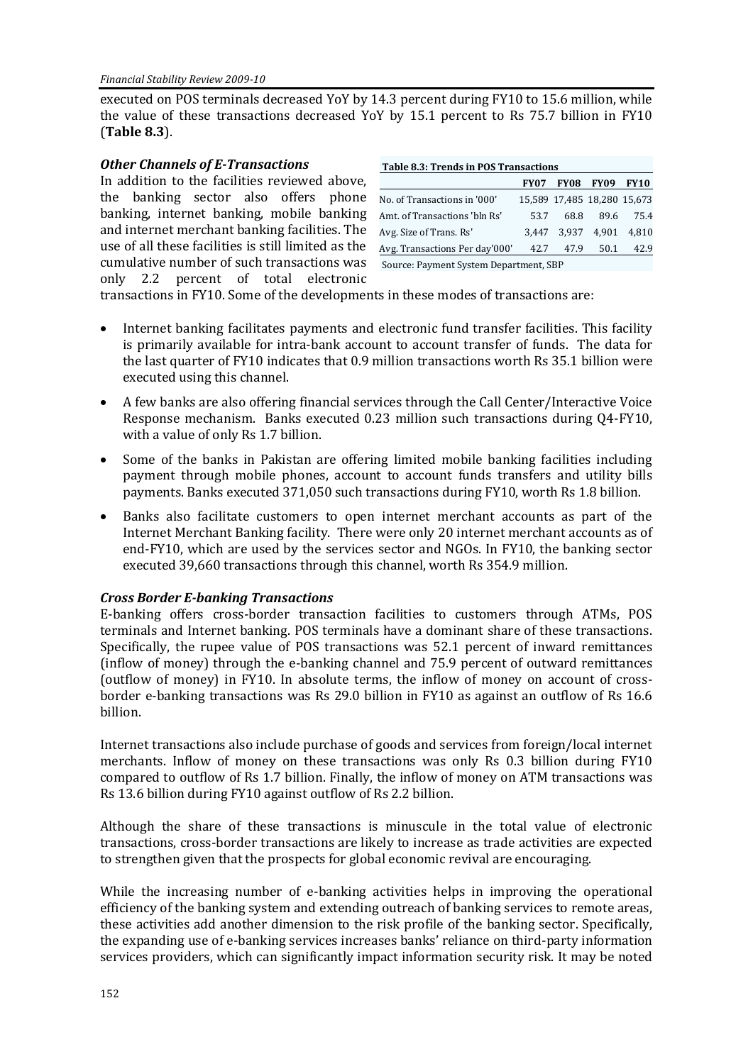executed on POS terminals decreased YoY by 14.3 percent during FY10 to 15.6 million, while the value of these transactions decreased YoY by 15.1 percent to Rs 75.7 billion in FY10 (**Table 8.3**).

### *Other Channels of E-Transactions*

In addition to the facilities reviewed above, the banking sector also offers phone banking, internet banking, mobile banking and internet merchant banking facilities. The use of all these facilities is still limited as the cumulative number of such transactions was only 2.2 percent of total electronic transactions in FY10. Some of the developments in these modes of transactions are:

**Table 8.3: Trends in POS Transactions**

| | FY07 | FY08 | FY09 | FY10 |
|---|---|---|---|---|
| No. of Transactions in '000' | 15,589 | 17,485 | 18,280 | 15,673 |
| Amt. of Transactions 'bln Rs' | 53.7 | 68.8 | 89.6 | 75.4 |
| Avg. Size of Trans. Rs' | 3,447 | 3,937 | 4,901 | 4,810 |
| Avg. Transactions Per day'000' | 42.7 | 47.9 | 50.1 | 42.9 |

Source: Payment System Department, SBP

- Internet banking facilitates payments and electronic fund transfer facilities. This facility is primarily available for intra-bank account to account transfer of funds. The data for the last quarter of FY10 indicates that 0.9 million transactions worth Rs 35.1 billion were executed using this channel.
- A few banks are also offering financial services through the Call Center/Interactive Voice Response mechanism. Banks executed 0.23 million such transactions during Q4-FY10, with a value of only Rs 1.7 billion.
- Some of the banks in Pakistan are offering limited mobile banking facilities including payment through mobile phones, account to account funds transfers and utility bills payments. Banks executed 371,050 such transactions during FY10, worth Rs 1.8 billion.
- Banks also facilitate customers to open internet merchant accounts as part of the Internet Merchant Banking facility. There were only 20 internet merchant accounts as of end-FY10, which are used by the services sector and NGOs. In FY10, the banking sector executed 39,660 transactions through this channel, worth Rs 354.9 million.

### *Cross Border E-banking Transactions*

E-banking offers cross-border transaction facilities to customers through ATMs, POS terminals and Internet banking. POS terminals have a dominant share of these transactions. Specifically, the rupee value of POS transactions was 52.1 percent of inward remittances (inflow of money) through the e-banking channel and 75.9 percent of outward remittances (outflow of money) in FY10. In absolute terms, the inflow of money on account of cross-border e-banking transactions was Rs 29.0 billion in FY10 as against an outflow of Rs 16.6 billion.

Internet transactions also include purchase of goods and services from foreign/local internet merchants. Inflow of money on these transactions was only Rs 0.3 billion during FY10 compared to outflow of Rs 1.7 billion. Finally, the inflow of money on ATM transactions was Rs 13.6 billion during FY10 against outflow of Rs 2.2 billion.

Although the share of these transactions is minuscule in the total value of electronic transactions, cross-border transactions are likely to increase as trade activities are expected to strengthen given that the prospects for global economic revival are encouraging.

While the increasing number of e-banking activities helps in improving the operational efficiency of the banking system and extending outreach of banking services to remote areas, these activities add another dimension to the risk profile of the banking sector. Specifically, the expanding use of e-banking services increases banks' reliance on third-party information services providers, which can significantly impact information security risk. It may be noted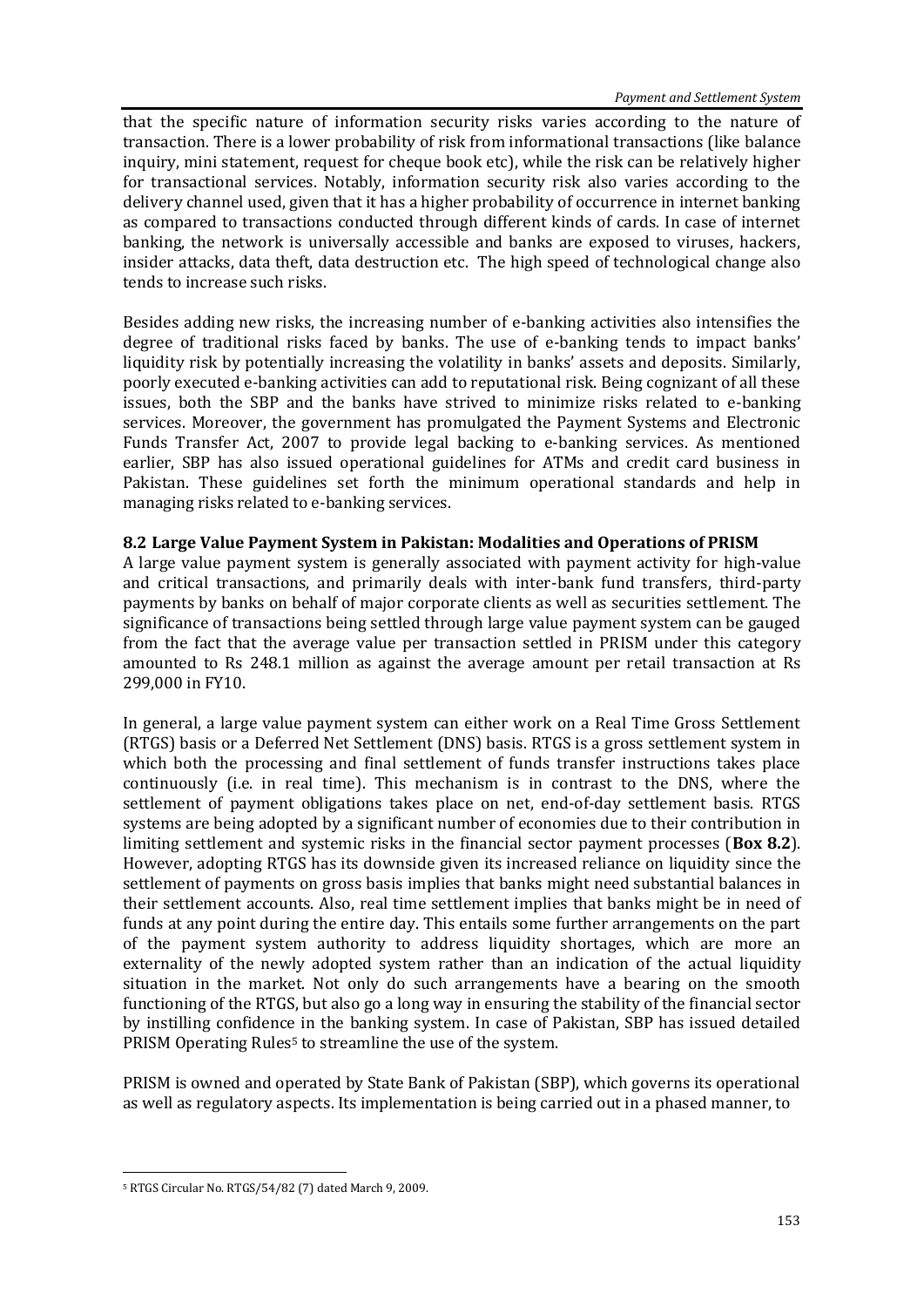that the specific nature of information security risks varies according to the nature of transaction. There is a lower probability of risk from informational transactions (like balance inquiry, mini statement, request for cheque book etc), while the risk can be relatively higher for transactional services. Notably, information security risk also varies according to the delivery channel used, given that it has a higher probability of occurrence in internet banking as compared to transactions conducted through different kinds of cards. In case of internet banking, the network is universally accessible and banks are exposed to viruses, hackers, insider attacks, data theft, data destruction etc. The high speed of technological change also tends to increase such risks.

Besides adding new risks, the increasing number of e-banking activities also intensifies the degree of traditional risks faced by banks. The use of e-banking tends to impact banks' liquidity risk by potentially increasing the volatility in banks' assets and deposits. Similarly, poorly executed e-banking activities can add to reputational risk. Being cognizant of all these issues, both the SBP and the banks have strived to minimize risks related to e-banking services. Moreover, the government has promulgated the Payment Systems and Electronic Funds Transfer Act, 2007 to provide legal backing to e-banking services. As mentioned earlier, SBP has also issued operational guidelines for ATMs and credit card business in Pakistan. These guidelines set forth the minimum operational standards and help in managing risks related to e-banking services.

### 8.2 Large Value Payment System in Pakistan: Modalities and Operations of PRISM

A large value payment system is generally associated with payment activity for high-value and critical transactions, and primarily deals with inter-bank fund transfers, third-party payments by banks on behalf of major corporate clients as well as securities settlement. The significance of transactions being settled through large value payment system can be gauged from the fact that the average value per transaction settled in PRISM under this category amounted to Rs 248.1 million as against the average amount per retail transaction at Rs 299,000 in FY10.

In general, a large value payment system can either work on a Real Time Gross Settlement (RTGS) basis or a Deferred Net Settlement (DNS) basis. RTGS is a gross settlement system in which both the processing and final settlement of funds transfer instructions takes place continuously (i.e. in real time). This mechanism is in contrast to the DNS, where the settlement of payment obligations takes place on net, end-of-day settlement basis. RTGS systems are being adopted by a significant number of economies due to their contribution in limiting settlement and systemic risks in the financial sector payment processes (**Box 8.2**). However, adopting RTGS has its downside given its increased reliance on liquidity since the settlement of payments on gross basis implies that banks might need substantial balances in their settlement accounts. Also, real time settlement implies that banks might be in need of funds at any point during the entire day. This entails some further arrangements on the part of the payment system authority to address liquidity shortages, which are more an externality of the newly adopted system rather than an indication of the actual liquidity situation in the market. Not only do such arrangements have a bearing on the smooth functioning of the RTGS, but also go a long way in ensuring the stability of the financial sector by instilling confidence in the banking system. In case of Pakistan, SBP has issued detailed PRISM Operating Rules[5] to streamline the use of the system.

PRISM is owned and operated by State Bank of Pakistan (SBP), which governs its operational as well as regulatory aspects. Its implementation is being carried out in a phased manner, to

---

[5] RTGS Circular No. RTGS/54/82 (7) dated March 9, 2009.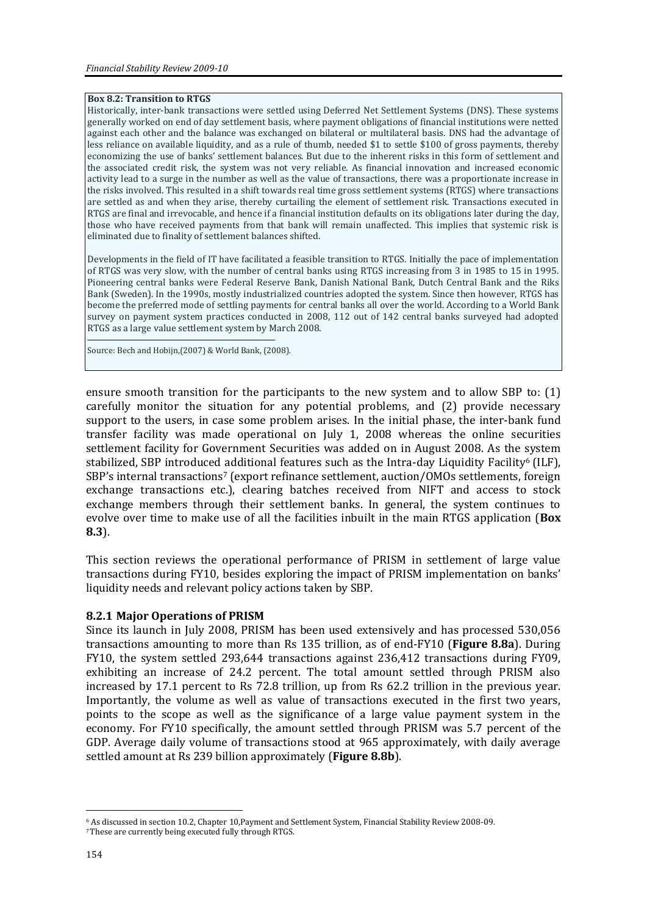**Box 8.2: Transition to RTGS**

Historically, inter-bank transactions were settled using Deferred Net Settlement Systems (DNS). These systems generally worked on end of day settlement basis, where payment obligations of financial institutions were netted against each other and the balance was exchanged on bilateral or multilateral basis. DNS had the advantage of less reliance on available liquidity, and as a rule of thumb, needed $1 to settle $100 of gross payments, thereby economizing the use of banks' settlement balances. But due to the inherent risks in this form of settlement and the associated credit risk, the system was not very reliable. As financial innovation and increased economic activity lead to a surge in the number as well as the value of transactions, there was a proportionate increase in the risks involved. This resulted in a shift towards real time gross settlement systems (RTGS) where transactions are settled as and when they arise, thereby curtailing the element of settlement risk. Transactions executed in RTGS are final and irrevocable, and hence if a financial institution defaults on its obligations later during the day, those who have received payments from that bank will remain unaffected. This implies that systemic risk is eliminated due to finality of settlement balances shifted.

Developments in the field of IT have facilitated a feasible transition to RTGS. Initially the pace of implementation of RTGS was very slow, with the number of central banks using RTGS increasing from 3 in 1985 to 15 in 1995. Pioneering central banks were Federal Reserve Bank, Danish National Bank, Dutch Central Bank and the Riks Bank (Sweden). In the 1990s, mostly industrialized countries adopted the system. Since then however, RTGS has become the preferred mode of settling payments for central banks all over the world. According to a World Bank survey on payment system practices conducted in 2008, 112 out of 142 central banks surveyed had adopted RTGS as a large value settlement system by March 2008.

Source: Bech and Hobijn,(2007) & World Bank, (2008).

ensure smooth transition for the participants to the new system and to allow SBP to: (1) carefully monitor the situation for any potential problems, and (2) provide necessary support to the users, in case some problem arises. In the initial phase, the inter-bank fund transfer facility was made operational on July 1, 2008 whereas the online securities settlement facility for Government Securities was added on in August 2008. As the system stabilized, SBP introduced additional features such as the Intra-day Liquidity Facility[6] (ILF), SBP's internal transactions[7] (export refinance settlement, auction/OMOs settlements, foreign exchange transactions etc.), clearing batches received from NIFT and access to stock exchange members through their settlement banks. In general, the system continues to evolve over time to make use of all the facilities inbuilt in the main RTGS application (**Box 8.3**).

This section reviews the operational performance of PRISM in settlement of large value transactions during FY10, besides exploring the impact of PRISM implementation on banks' liquidity needs and relevant policy actions taken by SBP.

### 8.2.1 Major Operations of PRISM

Since its launch in July 2008, PRISM has been used extensively and has processed 530,056 transactions amounting to more than Rs 135 trillion, as of end-FY10 (**Figure 8.8a**). During FY10, the system settled 293,644 transactions against 236,412 transactions during FY09, exhibiting an increase of 24.2 percent. The total amount settled through PRISM also increased by 17.1 percent to Rs 72.8 trillion, up from Rs 62.2 trillion in the previous year. Importantly, the volume as well as value of transactions executed in the first two years, points to the scope as well as the significance of a large value payment system in the economy. For FY10 specifically, the amount settled through PRISM was 5.7 percent of the GDP. Average daily volume of transactions stood at 965 approximately, with daily average settled amount at Rs 239 billion approximately (**Figure 8.8b**).

---

[6] As discussed in section 10.2, Chapter 10,Payment and Settlement System, Financial Stability Review 2008-09.

[7] These are currently being executed fully through RTGS.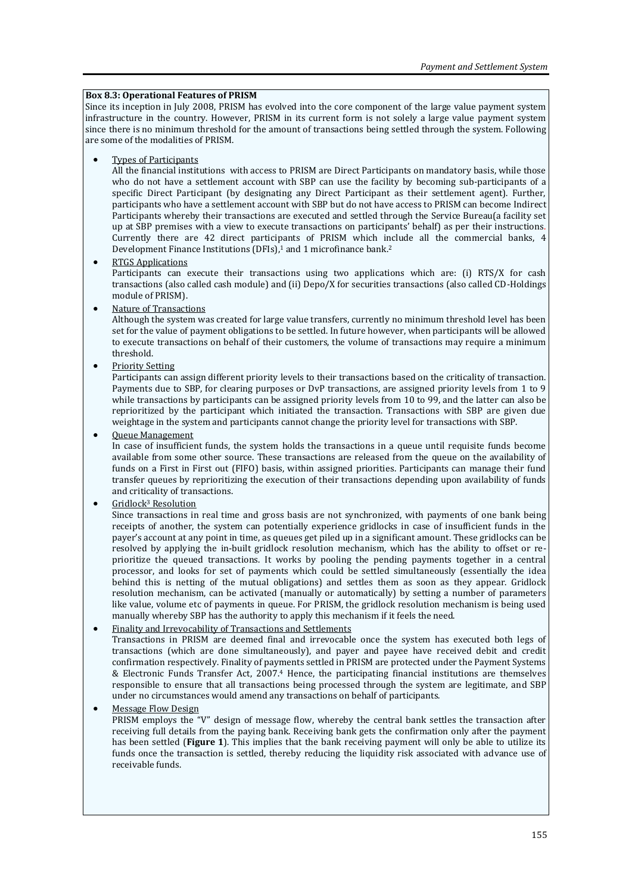**Box 8.3: Operational Features of PRISM**

Since its inception in July 2008, PRISM has evolved into the core component of the large value payment system infrastructure in the country. However, PRISM in its current form is not solely a large value payment system since there is no minimum threshold for the amount of transactions being settled through the system. Following are some of the modalities of PRISM.

- Types of Participants

  All the financial institutions with access to PRISM are Direct Participants on mandatory basis, while those who do not have a settlement account with SBP can use the facility by becoming sub-participants of a specific Direct Participant (by designating any Direct Participant as their settlement agent). Further, participants who have a settlement account with SBP but do not have access to PRISM can become Indirect Participants whereby their transactions are executed and settled through the Service Bureau(a facility set up at SBP premises with a view to execute transactions on participants' behalf) as per their instructions. Currently there are 42 direct participants of PRISM which include all the commercial banks, 4 Development Finance Institutions (DFIs),[1] and 1 microfinance bank.[2]

- RTGS Applications

  Participants can execute their transactions using two applications which are: (i) RTS/X for cash transactions (also called cash module) and (ii) Depo/X for securities transactions (also called CD-Holdings module of PRISM).

- Nature of Transactions

  Although the system was created for large value transfers, currently no minimum threshold level has been set for the value of payment obligations to be settled. In future however, when participants will be allowed to execute transactions on behalf of their customers, the volume of transactions may require a minimum threshold.

- Priority Setting

  Participants can assign different priority levels to their transactions based on the criticality of transaction. Payments due to SBP, for clearing purposes or DvP transactions, are assigned priority levels from 1 to 9 while transactions by participants can be assigned priority levels from 10 to 99, and the latter can also be reprioritized by the participant which initiated the transaction. Transactions with SBP are given due weightage in the system and participants cannot change the priority level for transactions with SBP.

- Queue Management

  In case of insufficient funds, the system holds the transactions in a queue until requisite funds become available from some other source. These transactions are released from the queue on the availability of funds on a First in First out (FIFO) basis, within assigned priorities. Participants can manage their fund transfer queues by reprioritizing the execution of their transactions depending upon availability of funds and criticality of transactions.

- Gridlock[3] Resolution

  Since transactions in real time and gross basis are not synchronized, with payments of one bank being receipts of another, the system can potentially experience gridlocks in case of insufficient funds in the payer's account at any point in time, as queues get piled up in a significant amount. These gridlocks can be resolved by applying the in-built gridlock resolution mechanism, which has the ability to offset or re-prioritize the queued transactions. It works by pooling the pending payments together in a central processor, and looks for set of payments which could be settled simultaneously (essentially the idea behind this is netting of the mutual obligations) and settles them as soon as they appear. Gridlock resolution mechanism, can be activated (manually or automatically) by setting a number of parameters like value, volume etc of payments in queue. For PRISM, the gridlock resolution mechanism is being used manually whereby SBP has the authority to apply this mechanism if it feels the need.

- Finality and Irrevocability of Transactions and Settlements

  Transactions in PRISM are deemed final and irrevocable once the system has executed both legs of transactions (which are done simultaneously), and payer and payee have received debit and credit confirmation respectively. Finality of payments settled in PRISM are protected under the Payment Systems & Electronic Funds Transfer Act, 2007.[4] Hence, the participating financial institutions are themselves responsible to ensure that all transactions being processed through the system are legitimate, and SBP under no circumstances would amend any transactions on behalf of participants.

- Message Flow Design

  PRISM employs the "V" design of message flow, whereby the central bank settles the transaction after receiving full details from the paying bank. Receiving bank gets the confirmation only after the payment has been settled (**Figure 1**). This implies that the bank receiving payment will only be able to utilize its funds once the transaction is settled, thereby reducing the liquidity risk associated with advance use of receivable funds.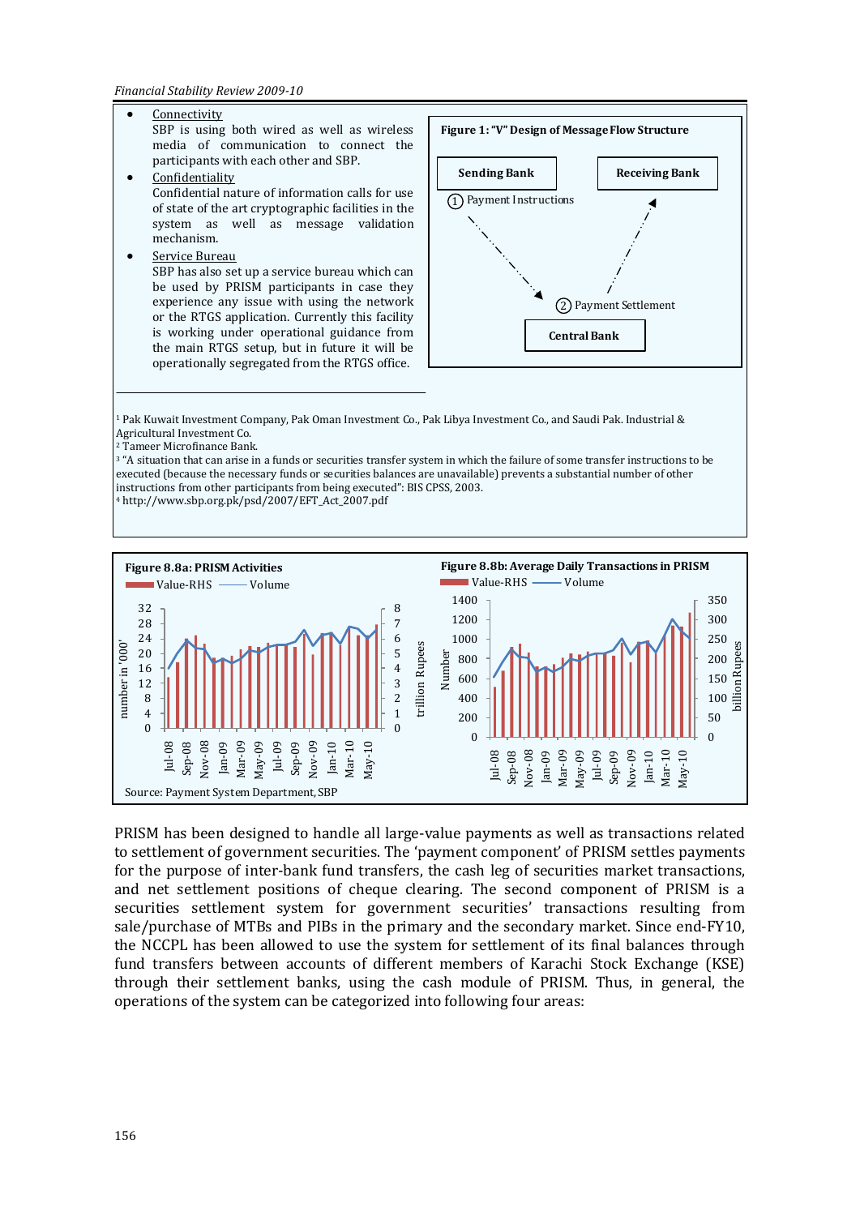- Connectivity
  SBP is using both wired as well as wireless media of communication to connect the participants with each other and SBP.
- Confidentiality
  Confidential nature of information calls for use of state of the art cryptographic facilities in the system as well as message validation mechanism.
- Service Bureau
  SBP has also set up a service bureau which can be used by PRISM participants in case they experience any issue with using the network or the RTGS application. Currently this facility is working under operational guidance from the main RTGS setup, but in future it will be operationally segregated from the RTGS office.

**Figure 1: "V" Design of Message Flow Structure**

Sending Bank → ① Payment Instructions → Central Bank → ② Payment Settlement → Receiving Bank

---

[1] Pak Kuwait Investment Company, Pak Oman Investment Co., Pak Libya Investment Co., and Saudi Pak. Industrial & Agricultural Investment Co.
[2] Tameer Microfinance Bank.
[3] "A situation that can arise in a funds or securities transfer system in which the failure of some transfer instructions to be executed (because the necessary funds or securities balances are unavailable) prevents a substantial number of other instructions from other participants from being executed": BIS CPSS, 2003.
[4] http://www.sbp.org.pk/psd/2007/EFT_Act_2007.pdf

**Figure 8.8a: PRISM Activities**

**Figure 8.8b: Average Daily Transactions in PRISM**

Source: Payment System Department, SBP

PRISM has been designed to handle all large-value payments as well as transactions related to settlement of government securities. The 'payment component' of PRISM settles payments for the purpose of inter-bank fund transfers, the cash leg of securities market transactions, and net settlement positions of cheque clearing. The second component of PRISM is a securities settlement system for government securities' transactions resulting from sale/purchase of MTBs and PIBs in the primary and the secondary market. Since end-FY10, the NCCPL has been allowed to use the system for settlement of its final balances through fund transfers between accounts of different members of Karachi Stock Exchange (KSE) through their settlement banks, using the cash module of PRISM. Thus, in general, the operations of the system can be categorized into following four areas: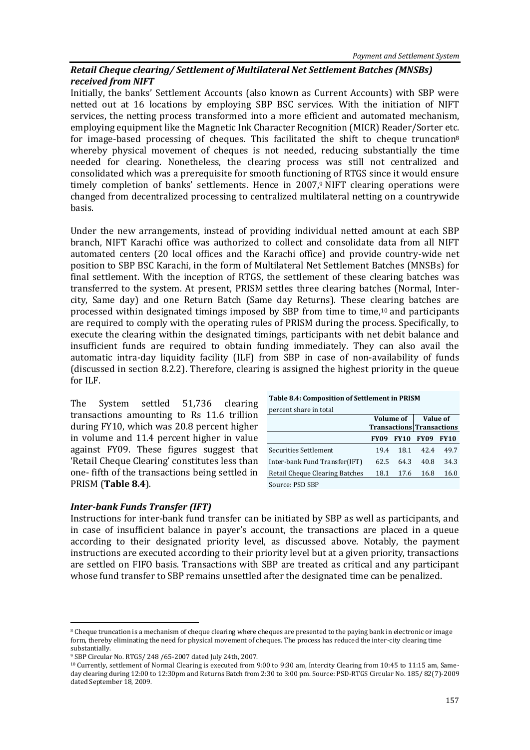### *Retail Cheque clearing/ Settlement of Multilateral Net Settlement Batches (MNSBs) received from NIFT*

Initially, the banks' Settlement Accounts (also known as Current Accounts) with SBP were netted out at 16 locations by employing SBP BSC services. With the initiation of NIFT services, the netting process transformed into a more efficient and automated mechanism, employing equipment like the Magnetic Ink Character Recognition (MICR) Reader/Sorter etc. for image-based processing of cheques. This facilitated the shift to cheque truncation[8] whereby physical movement of cheques is not needed, reducing substantially the time needed for clearing. Nonetheless, the clearing process was still not centralized and consolidated which was a prerequisite for smooth functioning of RTGS since it would ensure timely completion of banks' settlements. Hence in 2007,[9] NIFT clearing operations were changed from decentralized processing to centralized multilateral netting on a countrywide basis.

Under the new arrangements, instead of providing individual netted amount at each SBP branch, NIFT Karachi office was authorized to collect and consolidate data from all NIFT automated centers (20 local offices and the Karachi office) and provide country-wide net position to SBP BSC Karachi, in the form of Multilateral Net Settlement Batches (MNSBs) for final settlement. With the inception of RTGS, the settlement of these clearing batches was transferred to the system. At present, PRISM settles three clearing batches (Normal, Inter-city, Same day) and one Return Batch (Same day Returns). These clearing batches are processed within designated timings imposed by SBP from time to time,[10] and participants are required to comply with the operating rules of PRISM during the process. Specifically, to execute the clearing within the designated timings, participants with net debit balance and insufficient funds are required to obtain funding immediately. They can also avail the automatic intra-day liquidity facility (ILF) from SBP in case of non-availability of funds (discussed in section 8.2.2). Therefore, clearing is assigned the highest priority in the queue for ILF.

The System settled 51,736 clearing transactions amounting to Rs 11.6 trillion during FY10, which was 20.8 percent higher in volume and 11.4 percent higher in value against FY09. These figures suggest that 'Retail Cheque Clearing' constitutes less than one- fifth of the transactions being settled in PRISM (**Table 8.4**).

**Table 8.4: Composition of Settlement in PRISM**

percent share in total

| | Volume of Transactions | | Value of Transactions | |
|---|---|---|---|---|
| | **FY09** | **FY10** | **FY09** | **FY10** |
| Securities Settlement | 19.4 | 18.1 | 42.4 | 49.7 |
| Inter-bank Fund Transfer(IFT) | 62.5 | 64.3 | 40.8 | 34.3 |
| Retail Cheque Clearing Batches | 18.1 | 17.6 | 16.8 | 16.0 |

Source: PSD SBP

### *Inter-bank Funds Transfer (IFT)*

Instructions for inter-bank fund transfer can be initiated by SBP as well as participants, and in case of insufficient balance in payer's account, the transactions are placed in a queue according to their designated priority level, as discussed above. Notably, the payment instructions are executed according to their priority level but at a given priority, transactions are settled on FIFO basis. Transactions with SBP are treated as critical and any participant whose fund transfer to SBP remains unsettled after the designated time can be penalized.

---

[8] Cheque truncation is a mechanism of cheque clearing where cheques are presented to the paying bank in electronic or image form, thereby eliminating the need for physical movement of cheques. The process has reduced the inter-city clearing time substantially.

[9] SBP Circular No. RTGS/ 248 /65-2007 dated July 24th, 2007.

[10] Currently, settlement of Normal Clearing is executed from 9:00 to 9:30 am, Intercity Clearing from 10:45 to 11:15 am, Same-day clearing during 12:00 to 12:30pm and Returns Batch from 2:30 to 3:00 pm. Source: PSD-RTGS Circular No. 185/ 82(7)-2009 dated September 18, 2009.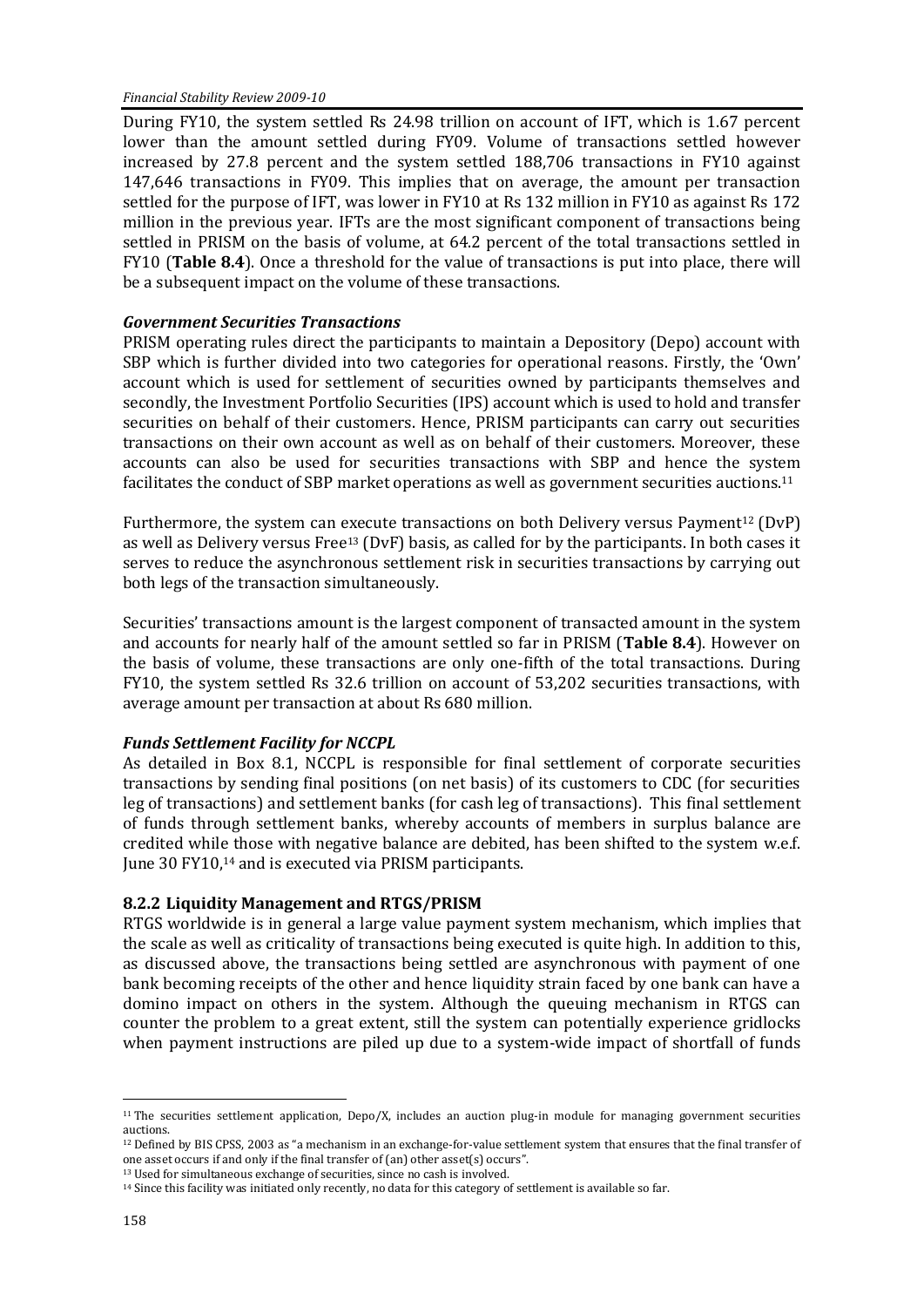During FY10, the system settled Rs 24.98 trillion on account of IFT, which is 1.67 percent lower than the amount settled during FY09. Volume of transactions settled however increased by 27.8 percent and the system settled 188,706 transactions in FY10 against 147,646 transactions in FY09. This implies that on average, the amount per transaction settled for the purpose of IFT, was lower in FY10 at Rs 132 million in FY10 as against Rs 172 million in the previous year. IFTs are the most significant component of transactions being settled in PRISM on the basis of volume, at 64.2 percent of the total transactions settled in FY10 (**Table 8.4**). Once a threshold for the value of transactions is put into place, there will be a subsequent impact on the volume of these transactions.

### *Government Securities Transactions*

PRISM operating rules direct the participants to maintain a Depository (Depo) account with SBP which is further divided into two categories for operational reasons. Firstly, the 'Own' account which is used for settlement of securities owned by participants themselves and secondly, the Investment Portfolio Securities (IPS) account which is used to hold and transfer securities on behalf of their customers. Hence, PRISM participants can carry out securities transactions on their own account as well as on behalf of their customers. Moreover, these accounts can also be used for securities transactions with SBP and hence the system facilitates the conduct of SBP market operations as well as government securities auctions.[11]

Furthermore, the system can execute transactions on both Delivery versus Payment[12] (DvP) as well as Delivery versus Free[13] (DvF) basis, as called for by the participants. In both cases it serves to reduce the asynchronous settlement risk in securities transactions by carrying out both legs of the transaction simultaneously.

Securities' transactions amount is the largest component of transacted amount in the system and accounts for nearly half of the amount settled so far in PRISM (**Table 8.4**). However on the basis of volume, these transactions are only one-fifth of the total transactions. During FY10, the system settled Rs 32.6 trillion on account of 53,202 securities transactions, with average amount per transaction at about Rs 680 million.

### *Funds Settlement Facility for NCCPL*

As detailed in Box 8.1, NCCPL is responsible for final settlement of corporate securities transactions by sending final positions (on net basis) of its customers to CDC (for securities leg of transactions) and settlement banks (for cash leg of transactions). This final settlement of funds through settlement banks, whereby accounts of members in surplus balance are credited while those with negative balance are debited, has been shifted to the system w.e.f. June 30 FY10,[14] and is executed via PRISM participants.

### 8.2.2 Liquidity Management and RTGS/PRISM

RTGS worldwide is in general a large value payment system mechanism, which implies that the scale as well as criticality of transactions being executed is quite high. In addition to this, as discussed above, the transactions being settled are asynchronous with payment of one bank becoming receipts of the other and hence liquidity strain faced by one bank can have a domino impact on others in the system. Although the queuing mechanism in RTGS can counter the problem to a great extent, still the system can potentially experience gridlocks when payment instructions are piled up due to a system-wide impact of shortfall of funds

---

[11] The securities settlement application, Depo/X, includes an auction plug-in module for managing government securities auctions.

[12] Defined by BIS CPSS, 2003 as "a mechanism in an exchange-for-value settlement system that ensures that the final transfer of one asset occurs if and only if the final transfer of (an) other asset(s) occurs".

[13] Used for simultaneous exchange of securities, since no cash is involved.

[14] Since this facility was initiated only recently, no data for this category of settlement is available so far.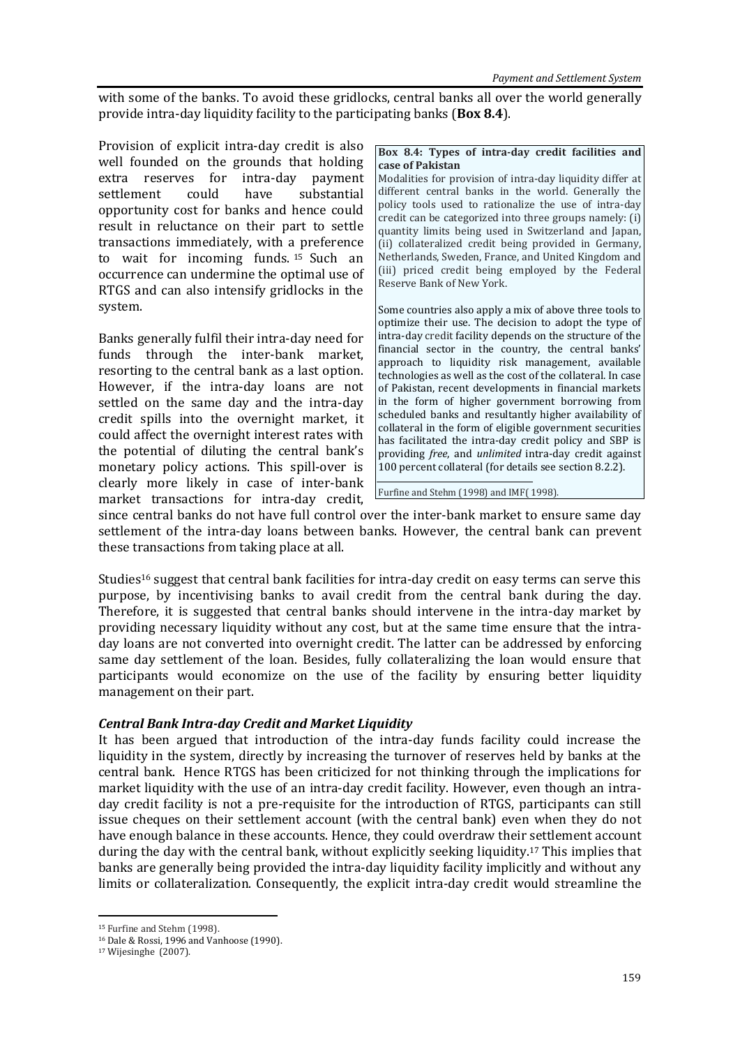with some of the banks. To avoid these gridlocks, central banks all over the world generally provide intra-day liquidity facility to the participating banks (**Box 8.4**).

Provision of explicit intra-day credit is also well founded on the grounds that holding extra reserves for intra-day payment settlement could have substantial opportunity cost for banks and hence could result in reluctance on their part to settle transactions immediately, with a preference to wait for incoming funds.[15] Such an occurrence can undermine the optimal use of RTGS and can also intensify gridlocks in the system.

Banks generally fulfil their intra-day need for funds through the inter-bank market, resorting to the central bank as a last option. However, if the intra-day loans are not settled on the same day and the intra-day credit spills into the overnight market, it could affect the overnight interest rates with the potential of diluting the central bank's monetary policy actions. This spill-over is clearly more likely in case of inter-bank market transactions for intra-day credit, since central banks do not have full control over the inter-bank market to ensure same day settlement of the intra-day loans between banks. However, the central bank can prevent these transactions from taking place at all.

> **Box 8.4: Types of intra-day credit facilities and case of Pakistan**
>
> Modalities for provision of intra-day liquidity differ at different central banks in the world. Generally the policy tools used to rationalize the use of intra-day credit can be categorized into three groups namely: (i) quantity limits being used in Switzerland and Japan, (ii) collateralized credit being provided in Germany, Netherlands, Sweden, France, and United Kingdom and (iii) priced credit being employed by the Federal Reserve Bank of New York.
>
> Some countries also apply a mix of above three tools to optimize their use. The decision to adopt the type of intra-day credit facility depends on the structure of the financial sector in the country, the central banks' approach to liquidity risk management, available technologies as well as the cost of the collateral. In case of Pakistan, recent developments in financial markets in the form of higher government borrowing from scheduled banks and resultantly higher availability of collateral in the form of eligible government securities has facilitated the intra-day credit policy and SBP is providing *free*, and *unlimited* intra-day credit against 100 percent collateral (for details see section 8.2.2).
>
> Furfine and Stehm (1998) and IMF( 1998).

Studies[16] suggest that central bank facilities for intra-day credit on easy terms can serve this purpose, by incentivising banks to avail credit from the central bank during the day. Therefore, it is suggested that central banks should intervene in the intra-day market by providing necessary liquidity without any cost, but at the same time ensure that the intra-day loans are not converted into overnight credit. The latter can be addressed by enforcing same day settlement of the loan. Besides, fully collateralizing the loan would ensure that participants would economize on the use of the facility by ensuring better liquidity management on their part.

### *Central Bank Intra-day Credit and Market Liquidity*

It has been argued that introduction of the intra-day funds facility could increase the liquidity in the system, directly by increasing the turnover of reserves held by banks at the central bank. Hence RTGS has been criticized for not thinking through the implications for market liquidity with the use of an intra-day credit facility. However, even though an intra-day credit facility is not a pre-requisite for the introduction of RTGS, participants can still issue cheques on their settlement account (with the central bank) even when they do not have enough balance in these accounts. Hence, they could overdraw their settlement account during the day with the central bank, without explicitly seeking liquidity.[17] This implies that banks are generally being provided the intra-day liquidity facility implicitly and without any limits or collateralization. Consequently, the explicit intra-day credit would streamline the

---

[15] Furfine and Stehm (1998).

[16] Dale & Rossi, 1996 and Vanhoose (1990).

[17] Wijesinghe (2007).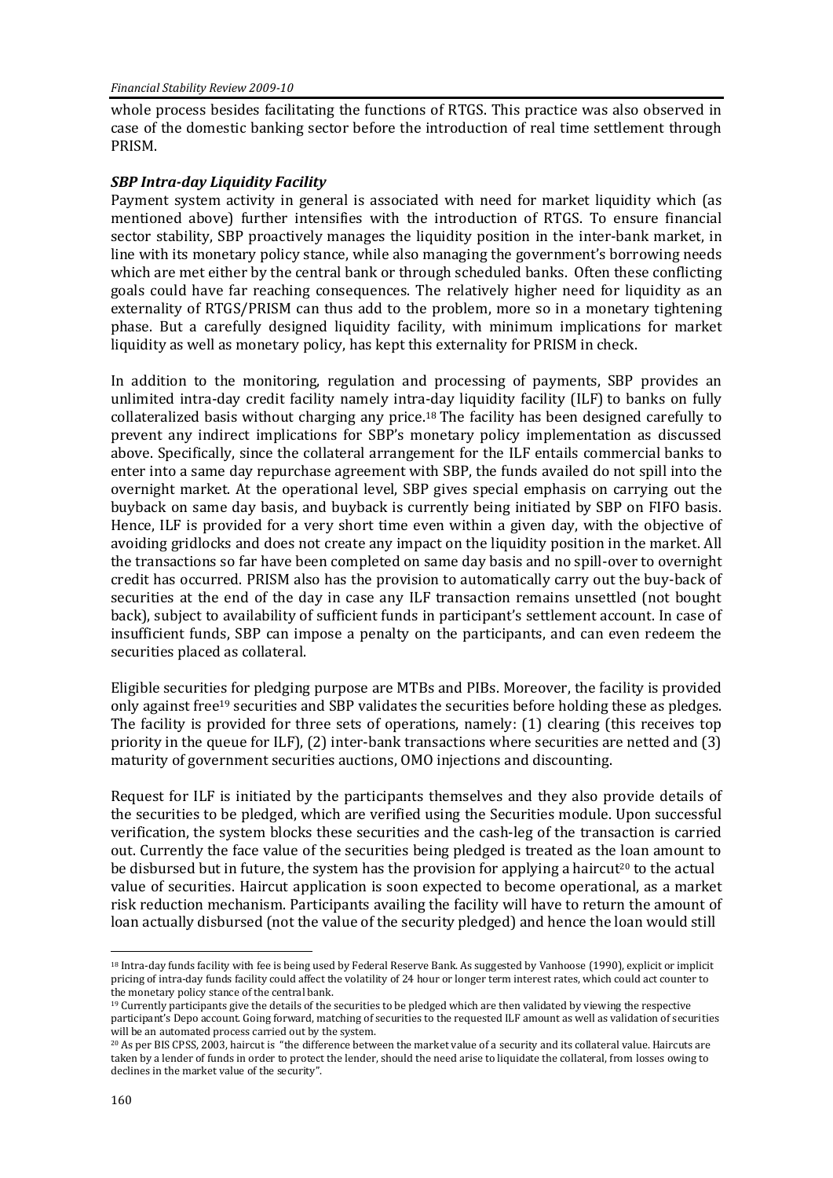whole process besides facilitating the functions of RTGS. This practice was also observed in case of the domestic banking sector before the introduction of real time settlement through PRISM.

### *SBP Intra-day Liquidity Facility*

Payment system activity in general is associated with need for market liquidity which (as mentioned above) further intensifies with the introduction of RTGS. To ensure financial sector stability, SBP proactively manages the liquidity position in the inter-bank market, in line with its monetary policy stance, while also managing the government's borrowing needs which are met either by the central bank or through scheduled banks. Often these conflicting goals could have far reaching consequences. The relatively higher need for liquidity as an externality of RTGS/PRISM can thus add to the problem, more so in a monetary tightening phase. But a carefully designed liquidity facility, with minimum implications for market liquidity as well as monetary policy, has kept this externality for PRISM in check.

In addition to the monitoring, regulation and processing of payments, SBP provides an unlimited intra-day credit facility namely intra-day liquidity facility (ILF) to banks on fully collateralized basis without charging any price.[18] The facility has been designed carefully to prevent any indirect implications for SBP's monetary policy implementation as discussed above. Specifically, since the collateral arrangement for the ILF entails commercial banks to enter into a same day repurchase agreement with SBP, the funds availed do not spill into the overnight market. At the operational level, SBP gives special emphasis on carrying out the buyback on same day basis, and buyback is currently being initiated by SBP on FIFO basis. Hence, ILF is provided for a very short time even within a given day, with the objective of avoiding gridlocks and does not create any impact on the liquidity position in the market. All the transactions so far have been completed on same day basis and no spill-over to overnight credit has occurred. PRISM also has the provision to automatically carry out the buy-back of securities at the end of the day in case any ILF transaction remains unsettled (not bought back), subject to availability of sufficient funds in participant's settlement account. In case of insufficient funds, SBP can impose a penalty on the participants, and can even redeem the securities placed as collateral.

Eligible securities for pledging purpose are MTBs and PIBs. Moreover, the facility is provided only against free[19] securities and SBP validates the securities before holding these as pledges. The facility is provided for three sets of operations, namely: (1) clearing (this receives top priority in the queue for ILF), (2) inter-bank transactions where securities are netted and (3) maturity of government securities auctions, OMO injections and discounting.

Request for ILF is initiated by the participants themselves and they also provide details of the securities to be pledged, which are verified using the Securities module. Upon successful verification, the system blocks these securities and the cash-leg of the transaction is carried out. Currently the face value of the securities being pledged is treated as the loan amount to be disbursed but in future, the system has the provision for applying a haircut[20] to the actual value of securities. Haircut application is soon expected to become operational, as a market risk reduction mechanism. Participants availing the facility will have to return the amount of loan actually disbursed (not the value of the security pledged) and hence the loan would still

---

[18] Intra-day funds facility with fee is being used by Federal Reserve Bank. As suggested by Vanhoose (1990), explicit or implicit pricing of intra-day funds facility could affect the volatility of 24 hour or longer term interest rates, which could act counter to the monetary policy stance of the central bank.

[19] Currently participants give the details of the securities to be pledged which are then validated by viewing the respective participant's Depo account. Going forward, matching of securities to the requested ILF amount as well as validation of securities will be an automated process carried out by the system.

[20] As per BIS CPSS, 2003, haircut is "the difference between the market value of a security and its collateral value. Haircuts are taken by a lender of funds in order to protect the lender, should the need arise to liquidate the collateral, from losses owing to declines in the market value of the security".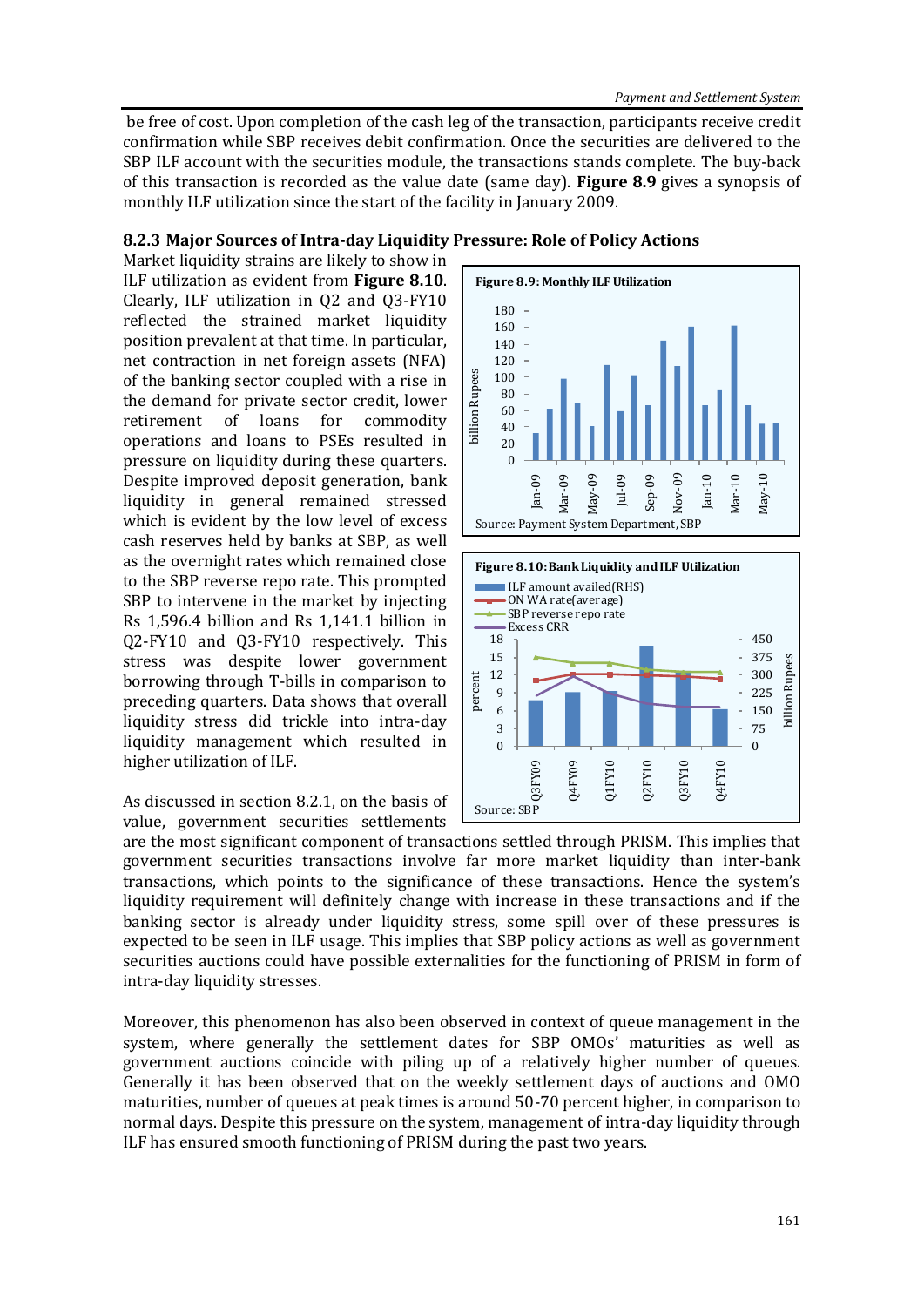be free of cost. Upon completion of the cash leg of the transaction, participants receive credit confirmation while SBP receives debit confirmation. Once the securities are delivered to the SBP ILF account with the securities module, the transactions stands complete. The buy-back of this transaction is recorded as the value date (same day). **Figure 8.9** gives a synopsis of monthly ILF utilization since the start of the facility in January 2009.

### 8.2.3 Major Sources of Intra-day Liquidity Pressure: Role of Policy Actions

Market liquidity strains are likely to show in ILF utilization as evident from **Figure 8.10**. Clearly, ILF utilization in Q2 and Q3-FY10 reflected the strained market liquidity position prevalent at that time. In particular, net contraction in net foreign assets (NFA) of the banking sector coupled with a rise in the demand for private sector credit, lower retirement of loans for commodity operations and loans to PSEs resulted in pressure on liquidity during these quarters. Despite improved deposit generation, bank liquidity in general remained stressed which is evident by the low level of excess cash reserves held by banks at SBP, as well as the overnight rates which remained close to the SBP reverse repo rate. This prompted SBP to intervene in the market by injecting Rs 1,596.4 billion and Rs 1,141.1 billion in Q2-FY10 and Q3-FY10 respectively. This stress was despite lower government borrowing through T-bills in comparison to preceding quarters. Data shows that overall liquidity stress did trickle into intra-day liquidity management which resulted in higher utilization of ILF.

**Figure 8.9: Monthly ILF Utilization**

Source: Payment System Department, SBP

**Figure 8.10: Bank Liquidity and ILF Utilization**

Source: SBP

As discussed in section 8.2.1, on the basis of value, government securities settlements are the most significant component of transactions settled through PRISM. This implies that government securities transactions involve far more market liquidity than inter-bank transactions, which points to the significance of these transactions. Hence the system's liquidity requirement will definitely change with increase in these transactions and if the banking sector is already under liquidity stress, some spill over of these pressures is expected to be seen in ILF usage. This implies that SBP policy actions as well as government securities auctions could have possible externalities for the functioning of PRISM in form of intra-day liquidity stresses.

Moreover, this phenomenon has also been observed in context of queue management in the system, where generally the settlement dates for SBP OMOs' maturities as well as government auctions coincide with piling up of a relatively higher number of queues. Generally it has been observed that on the weekly settlement days of auctions and OMO maturities, number of queues at peak times is around 50-70 percent higher, in comparison to normal days. Despite this pressure on the system, management of intra-day liquidity through ILF has ensured smooth functioning of PRISM during the past two years.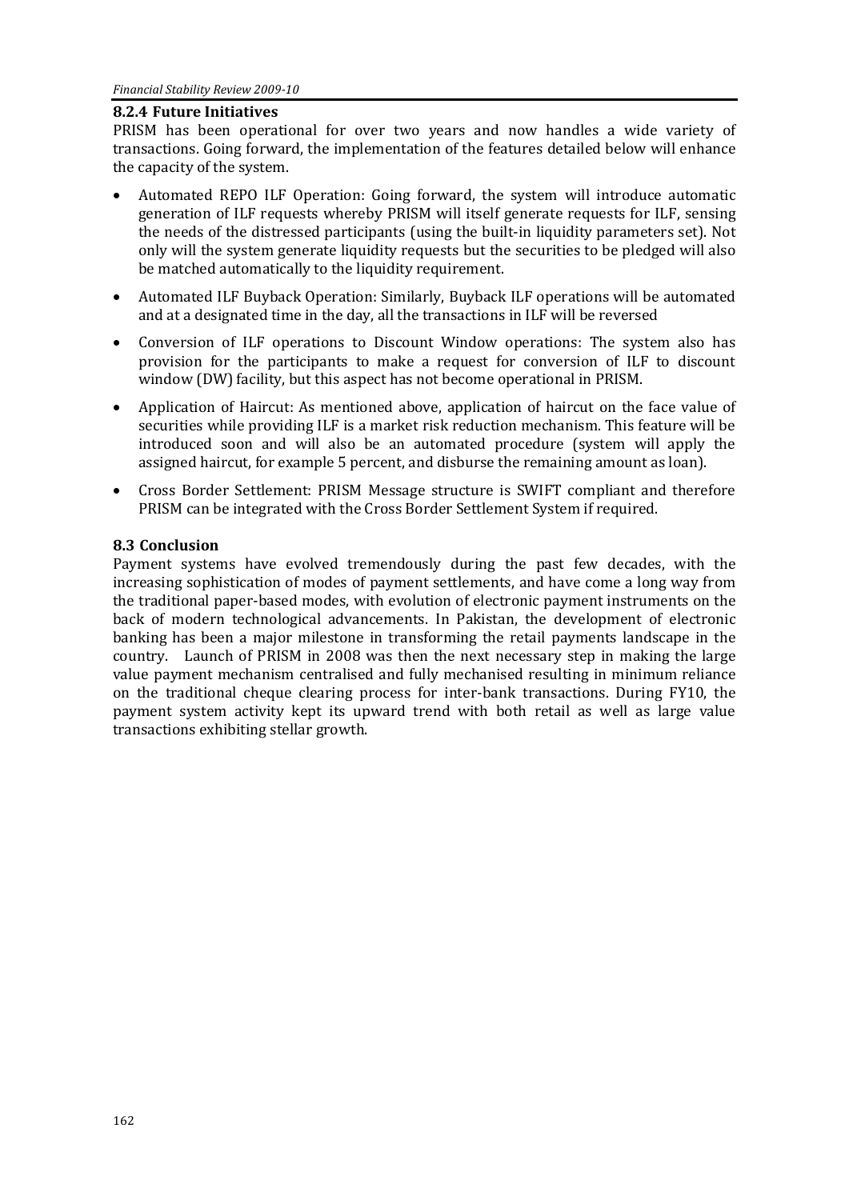### 8.2.4 Future Initiatives

PRISM has been operational for over two years and now handles a wide variety of transactions. Going forward, the implementation of the features detailed below will enhance the capacity of the system.

- Automated REPO ILF Operation: Going forward, the system will introduce automatic generation of ILF requests whereby PRISM will itself generate requests for ILF, sensing the needs of the distressed participants (using the built-in liquidity parameters set). Not only will the system generate liquidity requests but the securities to be pledged will also be matched automatically to the liquidity requirement.
- Automated ILF Buyback Operation: Similarly, Buyback ILF operations will be automated and at a designated time in the day, all the transactions in ILF will be reversed
- Conversion of ILF operations to Discount Window operations: The system also has provision for the participants to make a request for conversion of ILF to discount window (DW) facility, but this aspect has not become operational in PRISM.
- Application of Haircut: As mentioned above, application of haircut on the face value of securities while providing ILF is a market risk reduction mechanism. This feature will be introduced soon and will also be an automated procedure (system will apply the assigned haircut, for example 5 percent, and disburse the remaining amount as loan).
- Cross Border Settlement: PRISM Message structure is SWIFT compliant and therefore PRISM can be integrated with the Cross Border Settlement System if required.

## 8.3 Conclusion

Payment systems have evolved tremendously during the past few decades, with the increasing sophistication of modes of payment settlements, and have come a long way from the traditional paper-based modes, with evolution of electronic payment instruments on the back of modern technological advancements. In Pakistan, the development of electronic banking has been a major milestone in transforming the retail payments landscape in the country. Launch of PRISM in 2008 was then the next necessary step in making the large value payment mechanism centralised and fully mechanised resulting in minimum reliance on the traditional cheque clearing process for inter-bank transactions. During FY10, the payment system activity kept its upward trend with both retail as well as large value transactions exhibiting stellar growth.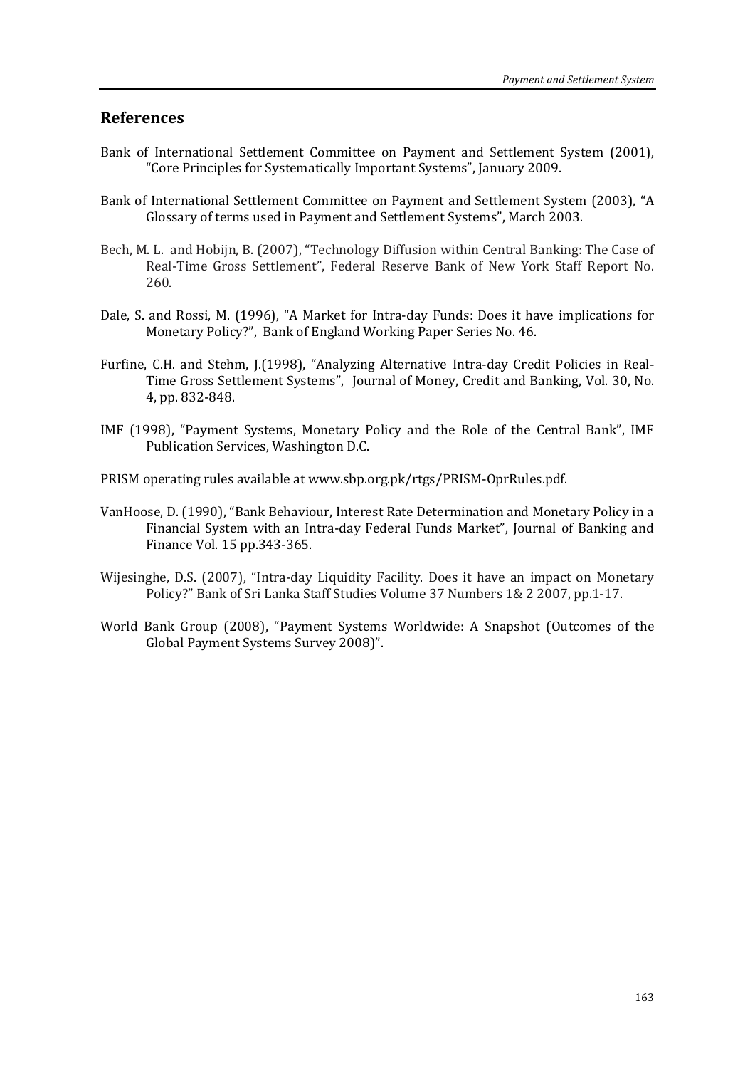## References

Bank of International Settlement Committee on Payment and Settlement System (2001), "Core Principles for Systematically Important Systems", January 2009.

Bank of International Settlement Committee on Payment and Settlement System (2003), "A Glossary of terms used in Payment and Settlement Systems", March 2003.

Bech, M. L. and Hobijn, B. (2007), "Technology Diffusion within Central Banking: The Case of Real-Time Gross Settlement", Federal Reserve Bank of New York Staff Report No. 260.

Dale, S. and Rossi, M. (1996), "A Market for Intra-day Funds: Does it have implications for Monetary Policy?", Bank of England Working Paper Series No. 46.

Furfine, C.H. and Stehm, J.(1998), "Analyzing Alternative Intra-day Credit Policies in Real-Time Gross Settlement Systems", Journal of Money, Credit and Banking, Vol. 30, No. 4, pp. 832-848.

IMF (1998), "Payment Systems, Monetary Policy and the Role of the Central Bank", IMF Publication Services, Washington D.C.

PRISM operating rules available at www.sbp.org.pk/rtgs/PRISM-OprRules.pdf.

VanHoose, D. (1990), "Bank Behaviour, Interest Rate Determination and Monetary Policy in a Financial System with an Intra-day Federal Funds Market", Journal of Banking and Finance Vol. 15 pp.343-365.

Wijesinghe, D.S. (2007), "Intra-day Liquidity Facility. Does it have an impact on Monetary Policy?" Bank of Sri Lanka Staff Studies Volume 37 Numbers 1& 2 2007, pp.1-17.

World Bank Group (2008), "Payment Systems Worldwide: A Snapshot (Outcomes of the Global Payment Systems Survey 2008)".